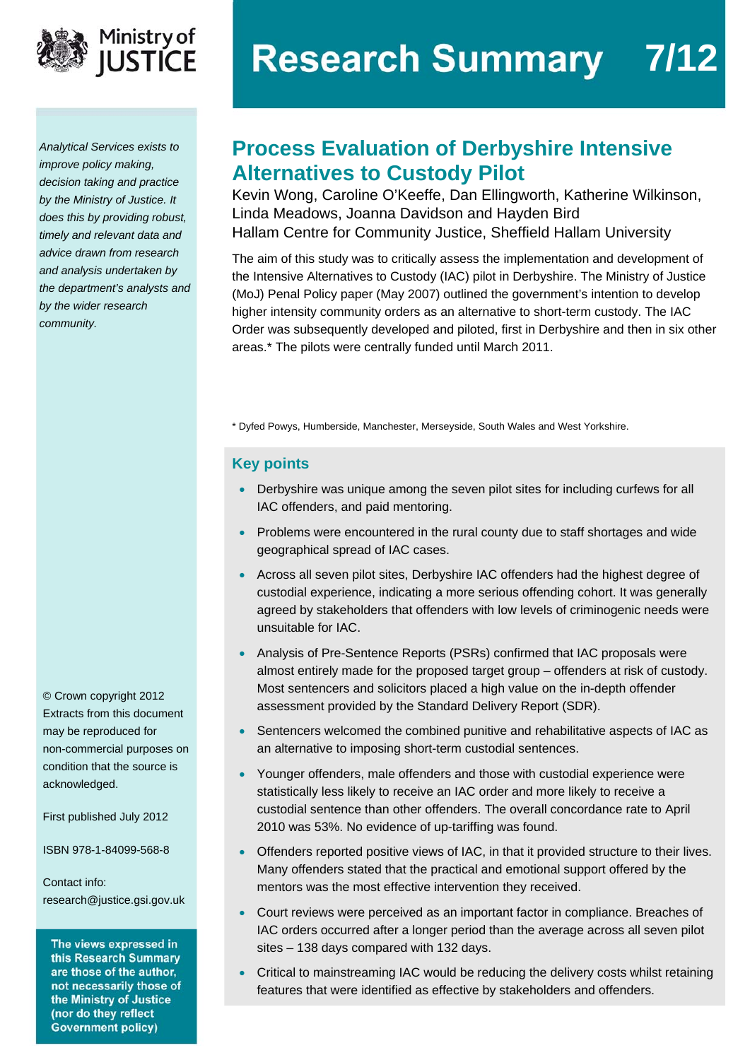Ministry of JUSTICE

# Research Summary 7/12

*Analytical Services exists to improve policy making, decision taking and practice by the Ministry of Justice. It does this by providing robust, timely and relevant data and advice drawn from research and analysis undertaken by the department's analysts and by the wider research community.*

## Process Evaluation of Derbyshire Intensive Alternatives to Custody Pilot

Kevin Wong, Caroline O'Keeffe, Dan Ellingworth, Katherine Wilkinson, Linda Meadows, Joanna Davidson and Hayden Bird
Hallam Centre for Community Justice, Sheffield Hallam University

The aim of this study was to critically assess the implementation and development of the Intensive Alternatives to Custody (IAC) pilot in Derbyshire. The Ministry of Justice (MoJ) Penal Policy paper (May 2007) outlined the government's intention to develop higher intensity community orders as an alternative to short-term custody. The IAC Order was subsequently developed and piloted, first in Derbyshire and then in six other areas.* The pilots were centrally funded until March 2011.

* Dyfed Powys, Humberside, Manchester, Merseyside, South Wales and West Yorkshire.

### Key points

- Derbyshire was unique among the seven pilot sites for including curfews for all IAC offenders, and paid mentoring.
- Problems were encountered in the rural county due to staff shortages and wide geographical spread of IAC cases.
- Across all seven pilot sites, Derbyshire IAC offenders had the highest degree of custodial experience, indicating a more serious offending cohort. It was generally agreed by stakeholders that offenders with low levels of criminogenic needs were unsuitable for IAC.
- Analysis of Pre-Sentence Reports (PSRs) confirmed that IAC proposals were almost entirely made for the proposed target group – offenders at risk of custody. Most sentencers and solicitors placed a high value on the in-depth offender assessment provided by the Standard Delivery Report (SDR).
- Sentencers welcomed the combined punitive and rehabilitative aspects of IAC as an alternative to imposing short-term custodial sentences.
- Younger offenders, male offenders and those with custodial experience were statistically less likely to receive an IAC order and more likely to receive a custodial sentence than other offenders. The overall concordance rate to April 2010 was 53%. No evidence of up-tariffing was found.
- Offenders reported positive views of IAC, in that it provided structure to their lives. Many offenders stated that the practical and emotional support offered by the mentors was the most effective intervention they received.
- Court reviews were perceived as an important factor in compliance. Breaches of IAC orders occurred after a longer period than the average across all seven pilot sites – 138 days compared with 132 days.
- Critical to mainstreaming IAC would be reducing the delivery costs whilst retaining features that were identified as effective by stakeholders and offenders.

© Crown copyright 2012
Extracts from this document may be reproduced for non-commercial purposes on condition that the source is acknowledged.

First published July 2012

ISBN 978-1-84099-568-8

Contact info:
research@justice.gsi.gov.uk

**The views expressed in this Research Summary are those of the author, not necessarily those of the Ministry of Justice (nor do they reflect Government policy)**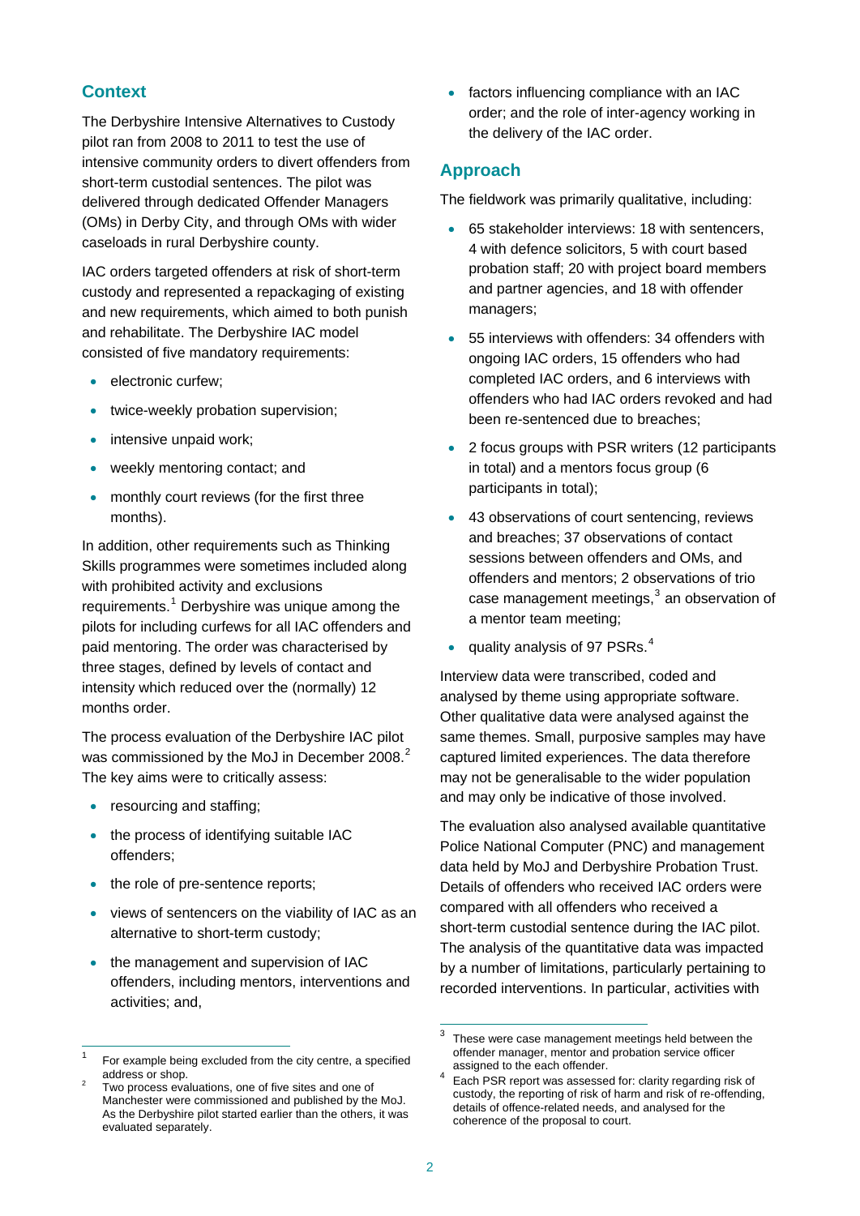## Context

The Derbyshire Intensive Alternatives to Custody pilot ran from 2008 to 2011 to test the use of intensive community orders to divert offenders from short-term custodial sentences. The pilot was delivered through dedicated Offender Managers (OMs) in Derby City, and through OMs with wider caseloads in rural Derbyshire county.

IAC orders targeted offenders at risk of short-term custody and represented a repackaging of existing and new requirements, which aimed to both punish and rehabilitate. The Derbyshire IAC model consisted of five mandatory requirements:

- electronic curfew;
- twice-weekly probation supervision;
- intensive unpaid work;
- weekly mentoring contact; and
- monthly court reviews (for the first three months).

In addition, other requirements such as Thinking Skills programmes were sometimes included along with prohibited activity and exclusions requirements.[1] Derbyshire was unique among the pilots for including curfews for all IAC offenders and paid mentoring. The order was characterised by three stages, defined by levels of contact and intensity which reduced over the (normally) 12 months order.

The process evaluation of the Derbyshire IAC pilot was commissioned by the MoJ in December 2008.[2] The key aims were to critically assess:

- resourcing and staffing;
- the process of identifying suitable IAC offenders;
- the role of pre-sentence reports;
- views of sentencers on the viability of IAC as an alternative to short-term custody;
- the management and supervision of IAC offenders, including mentors, interventions and activities; and,
- factors influencing compliance with an IAC order; and the role of inter-agency working in the delivery of the IAC order.

## Approach

The fieldwork was primarily qualitative, including:

- 65 stakeholder interviews: 18 with sentencers, 4 with defence solicitors, 5 with court based probation staff; 20 with project board members and partner agencies, and 18 with offender managers;
- 55 interviews with offenders: 34 offenders with ongoing IAC orders, 15 offenders who had completed IAC orders, and 6 interviews with offenders who had IAC orders revoked and had been re-sentenced due to breaches;
- 2 focus groups with PSR writers (12 participants in total) and a mentors focus group (6 participants in total);
- 43 observations of court sentencing, reviews and breaches; 37 observations of contact sessions between offenders and OMs, and offenders and mentors; 2 observations of trio case management meetings,[3] an observation of a mentor team meeting;
- quality analysis of 97 PSRs.[4]

Interview data were transcribed, coded and analysed by theme using appropriate software. Other qualitative data were analysed against the same themes. Small, purposive samples may have captured limited experiences. The data therefore may not be generalisable to the wider population and may only be indicative of those involved.

The evaluation also analysed available quantitative Police National Computer (PNC) and management data held by MoJ and Derbyshire Probation Trust. Details of offenders who received IAC orders were compared with all offenders who received a short-term custodial sentence during the IAC pilot. The analysis of the quantitative data was impacted by a number of limitations, particularly pertaining to recorded interventions. In particular, activities with

---

[1] For example being excluded from the city centre, a specified address or shop.

[2] Two process evaluations, one of five sites and one of Manchester were commissioned and published by the MoJ. As the Derbyshire pilot started earlier than the others, it was evaluated separately.

[3] These were case management meetings held between the offender manager, mentor and probation service officer assigned to the each offender.

[4] Each PSR report was assessed for: clarity regarding risk of custody, the reporting of risk of harm and risk of re-offending, details of offence-related needs, and analysed for the coherence of the proposal to court.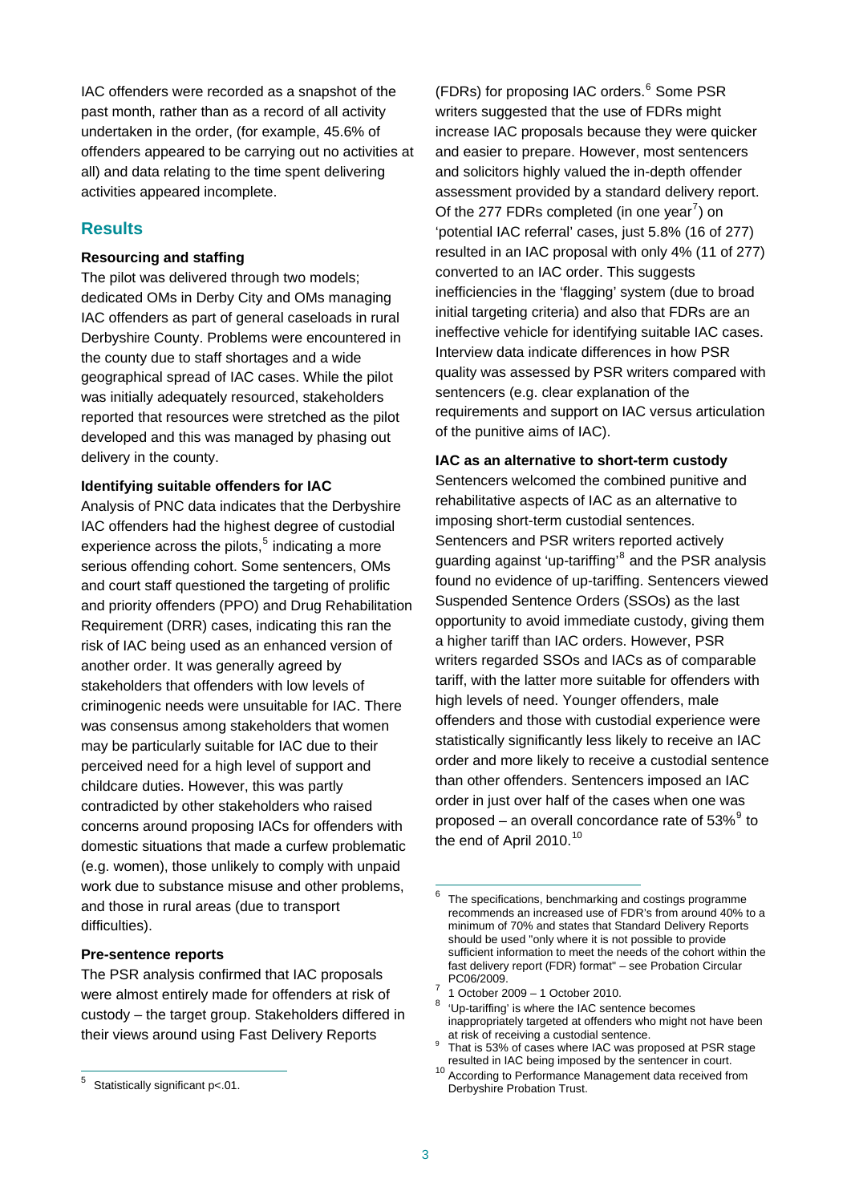IAC offenders were recorded as a snapshot of the past month, rather than as a record of all activity undertaken in the order, (for example, 45.6% of offenders appeared to be carrying out no activities at all) and data relating to the time spent delivering activities appeared incomplete.

## Results

**Resourcing and staffing**

The pilot was delivered through two models; dedicated OMs in Derby City and OMs managing IAC offenders as part of general caseloads in rural Derbyshire County. Problems were encountered in the county due to staff shortages and a wide geographical spread of IAC cases. While the pilot was initially adequately resourced, stakeholders reported that resources were stretched as the pilot developed and this was managed by phasing out delivery in the county.

**Identifying suitable offenders for IAC**

Analysis of PNC data indicates that the Derbyshire IAC offenders had the highest degree of custodial experience across the pilots,[5] indicating a more serious offending cohort. Some sentencers, OMs and court staff questioned the targeting of prolific and priority offenders (PPO) and Drug Rehabilitation Requirement (DRR) cases, indicating this ran the risk of IAC being used as an enhanced version of another order. It was generally agreed by stakeholders that offenders with low levels of criminogenic needs were unsuitable for IAC. There was consensus among stakeholders that women may be particularly suitable for IAC due to their perceived need for a high level of support and childcare duties. However, this was partly contradicted by other stakeholders who raised concerns around proposing IACs for offenders with domestic situations that made a curfew problematic (e.g. women), those unlikely to comply with unpaid work due to substance misuse and other problems, and those in rural areas (due to transport difficulties).

**Pre-sentence reports**

The PSR analysis confirmed that IAC proposals were almost entirely made for offenders at risk of custody – the target group. Stakeholders differed in their views around using Fast Delivery Reports (FDRs) for proposing IAC orders.[6] Some PSR writers suggested that the use of FDRs might increase IAC proposals because they were quicker and easier to prepare. However, most sentencers and solicitors highly valued the in-depth offender assessment provided by a standard delivery report. Of the 277 FDRs completed (in one year[7]) on 'potential IAC referral' cases, just 5.8% (16 of 277) resulted in an IAC proposal with only 4% (11 of 277) converted to an IAC order. This suggests inefficiencies in the 'flagging' system (due to broad initial targeting criteria) and also that FDRs are an ineffective vehicle for identifying suitable IAC cases. Interview data indicate differences in how PSR quality was assessed by PSR writers compared with sentencers (e.g. clear explanation of the requirements and support on IAC versus articulation of the punitive aims of IAC).

**IAC as an alternative to short-term custody**

Sentencers welcomed the combined punitive and rehabilitative aspects of IAC as an alternative to imposing short-term custodial sentences. Sentencers and PSR writers reported actively guarding against 'up-tariffing'[8] and the PSR analysis found no evidence of up-tariffing. Sentencers viewed Suspended Sentence Orders (SSOs) as the last opportunity to avoid immediate custody, giving them a higher tariff than IAC orders. However, PSR writers regarded SSOs and IACs as of comparable tariff, with the latter more suitable for offenders with high levels of need. Younger offenders, male offenders and those with custodial experience were statistically significantly less likely to receive an IAC order and more likely to receive a custodial sentence than other offenders. Sentencers imposed an IAC order in just over half of the cases when one was proposed – an overall concordance rate of 53%[9] to the end of April 2010.[10]

---

[5] Statistically significant $p<.01$.

[6] The specifications, benchmarking and costings programme recommends an increased use of FDR's from around 40% to a minimum of 70% and states that Standard Delivery Reports should be used "only where it is not possible to provide sufficient information to meet the needs of the cohort within the fast delivery report (FDR) format" – see Probation Circular PC06/2009.

[7] 1 October 2009 – 1 October 2010.

[8] 'Up-tariffing' is where the IAC sentence becomes inappropriately targeted at offenders who might not have been at risk of receiving a custodial sentence.

[9] That is 53% of cases where IAC was proposed at PSR stage resulted in IAC being imposed by the sentencer in court.

[10] According to Performance Management data received from Derbyshire Probation Trust.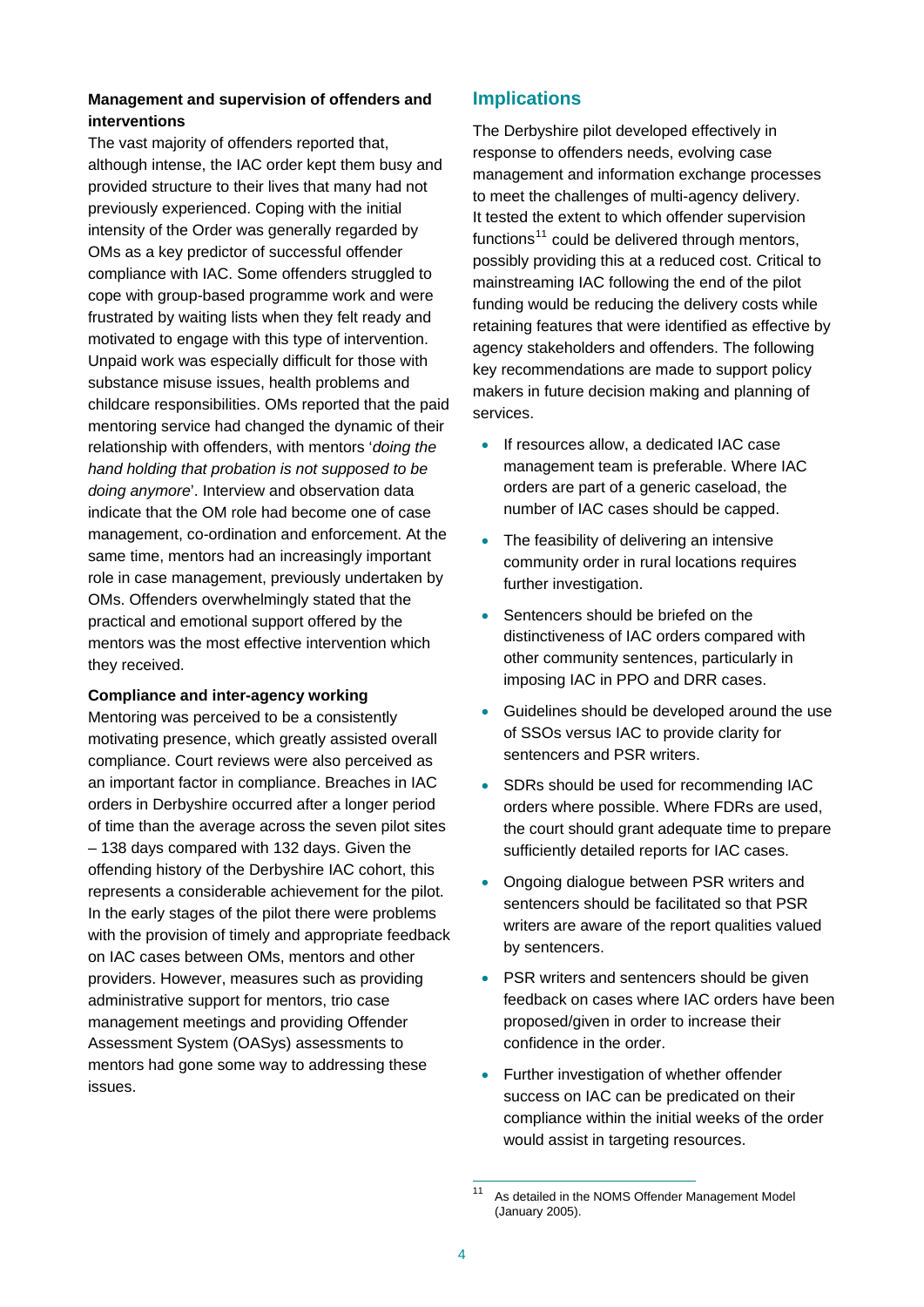**Management and supervision of offenders and interventions**

The vast majority of offenders reported that, although intense, the IAC order kept them busy and provided structure to their lives that many had not previously experienced. Coping with the initial intensity of the Order was generally regarded by OMs as a key predictor of successful offender compliance with IAC. Some offenders struggled to cope with group-based programme work and were frustrated by waiting lists when they felt ready and motivated to engage with this type of intervention. Unpaid work was especially difficult for those with substance misuse issues, health problems and childcare responsibilities. OMs reported that the paid mentoring service had changed the dynamic of their relationship with offenders, with mentors '*doing the hand holding that probation is not supposed to be doing anymore*'. Interview and observation data indicate that the OM role had become one of case management, co-ordination and enforcement. At the same time, mentors had an increasingly important role in case management, previously undertaken by OMs. Offenders overwhelmingly stated that the practical and emotional support offered by the mentors was the most effective intervention which they received.

**Compliance and inter-agency working**

Mentoring was perceived to be a consistently motivating presence, which greatly assisted overall compliance. Court reviews were also perceived as an important factor in compliance. Breaches in IAC orders in Derbyshire occurred after a longer period of time than the average across the seven pilot sites – 138 days compared with 132 days. Given the offending history of the Derbyshire IAC cohort, this represents a considerable achievement for the pilot. In the early stages of the pilot there were problems with the provision of timely and appropriate feedback on IAC cases between OMs, mentors and other providers. However, measures such as providing administrative support for mentors, trio case management meetings and providing Offender Assessment System (OASys) assessments to mentors had gone some way to addressing these issues.

## Implications

The Derbyshire pilot developed effectively in response to offenders needs, evolving case management and information exchange processes to meet the challenges of multi-agency delivery. It tested the extent to which offender supervision functions[11] could be delivered through mentors, possibly providing this at a reduced cost. Critical to mainstreaming IAC following the end of the pilot funding would be reducing the delivery costs while retaining features that were identified as effective by agency stakeholders and offenders. The following key recommendations are made to support policy makers in future decision making and planning of services.

- If resources allow, a dedicated IAC case management team is preferable. Where IAC orders are part of a generic caseload, the number of IAC cases should be capped.
- The feasibility of delivering an intensive community order in rural locations requires further investigation.
- Sentencers should be briefed on the distinctiveness of IAC orders compared with other community sentences, particularly in imposing IAC in PPO and DRR cases.
- Guidelines should be developed around the use of SSOs versus IAC to provide clarity for sentencers and PSR writers.
- SDRs should be used for recommending IAC orders where possible. Where FDRs are used, the court should grant adequate time to prepare sufficiently detailed reports for IAC cases.
- Ongoing dialogue between PSR writers and sentencers should be facilitated so that PSR writers are aware of the report qualities valued by sentencers.
- PSR writers and sentencers should be given feedback on cases where IAC orders have been proposed/given in order to increase their confidence in the order.
- Further investigation of whether offender success on IAC can be predicated on their compliance within the initial weeks of the order would assist in targeting resources.

[11] As detailed in the NOMS Offender Management Model (January 2005).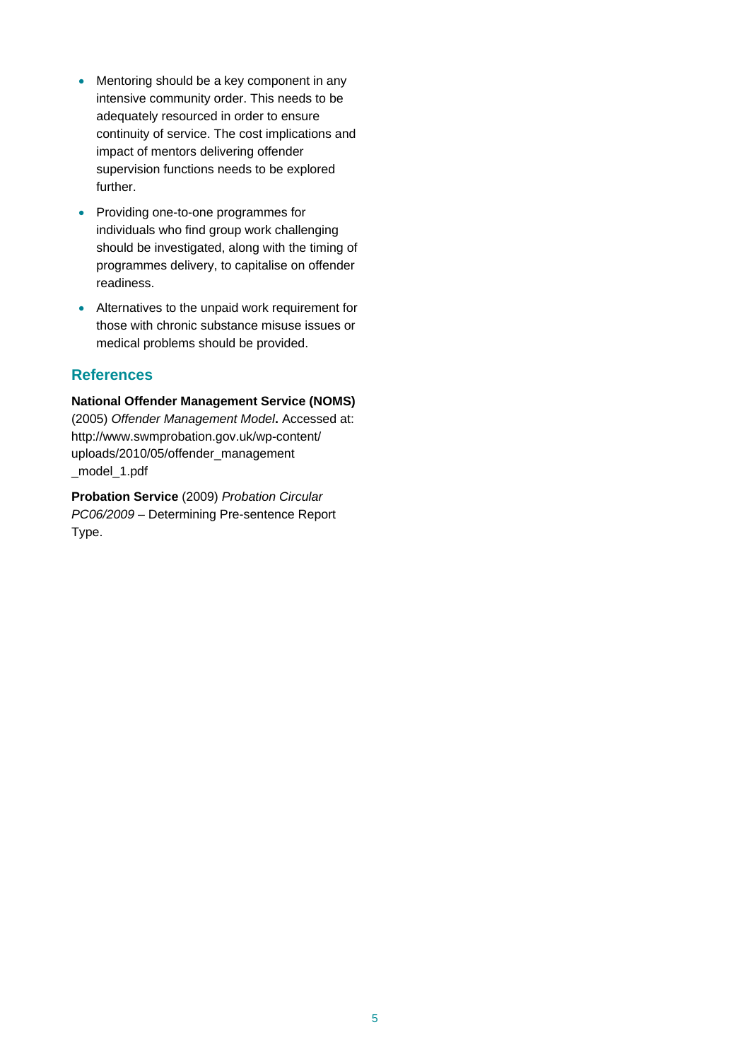- Mentoring should be a key component in any intensive community order. This needs to be adequately resourced in order to ensure continuity of service. The cost implications and impact of mentors delivering offender supervision functions needs to be explored further.
- Providing one-to-one programmes for individuals who find group work challenging should be investigated, along with the timing of programmes delivery, to capitalise on offender readiness.
- Alternatives to the unpaid work requirement for those with chronic substance misuse issues or medical problems should be provided.

## References

**National Offender Management Service (NOMS)** (2005) *Offender Management Model***.** Accessed at: http://www.swmprobation.gov.uk/wp-content/uploads/2010/05/offender_management_model_1.pdf

**Probation Service** (2009) *Probation Circular PC06/2009* – Determining Pre-sentence Report Type.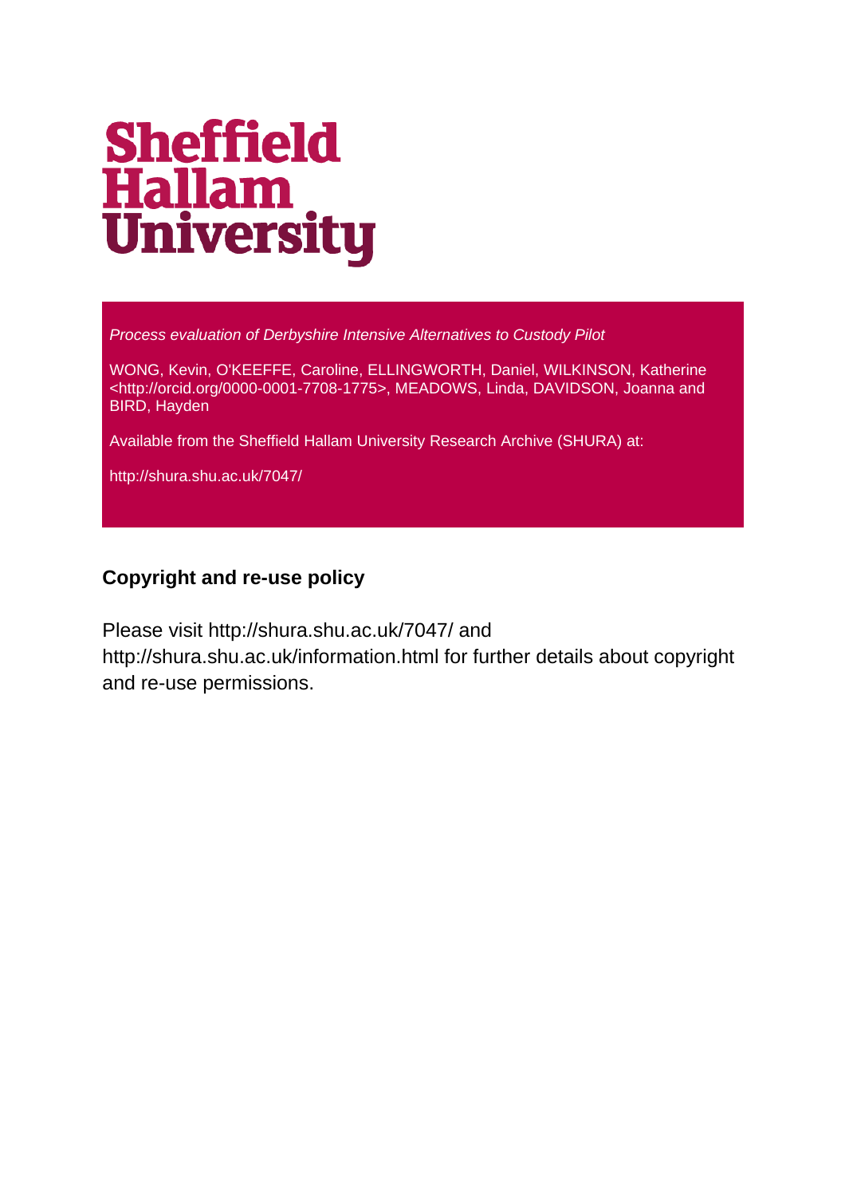# Sheffield Hallam University

*Process evaluation of Derbyshire Intensive Alternatives to Custody Pilot*

WONG, Kevin, O'KEEFFE, Caroline, ELLINGWORTH, Daniel, WILKINSON, Katherine <http://orcid.org/0000-0001-7708-1775>, MEADOWS, Linda, DAVIDSON, Joanna and BIRD, Hayden

Available from the Sheffield Hallam University Research Archive (SHURA) at:

http://shura.shu.ac.uk/7047/

## Copyright and re-use policy

Please visit http://shura.shu.ac.uk/7047/ and http://shura.shu.ac.uk/information.html for further details about copyright and re-use permissions.